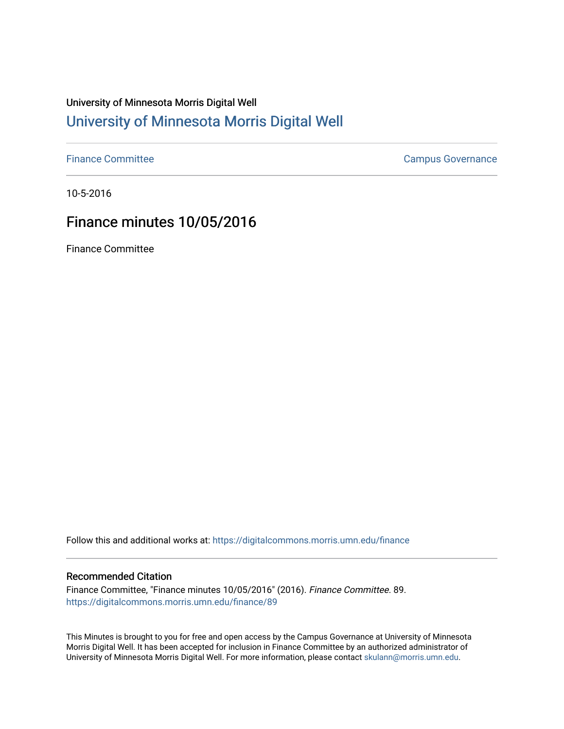University of Minnesota Morris Digital Well

# University of Minnesota Morris Digital Well

Finance Committee

Campus Governance

10-5-2016

## Finance minutes 10/05/2016

Finance Committee

Follow this and additional works at: https://digitalcommons.morris.umn.edu/finance

### Recommended Citation

Finance Committee, "Finance minutes 10/05/2016" (2016). *Finance Committee*. 89.
https://digitalcommons.morris.umn.edu/finance/89

This Minutes is brought to you for free and open access by the Campus Governance at University of Minnesota Morris Digital Well. It has been accepted for inclusion in Finance Committee by an authorized administrator of University of Minnesota Morris Digital Well. For more information, please contact skulann@morris.umn.edu.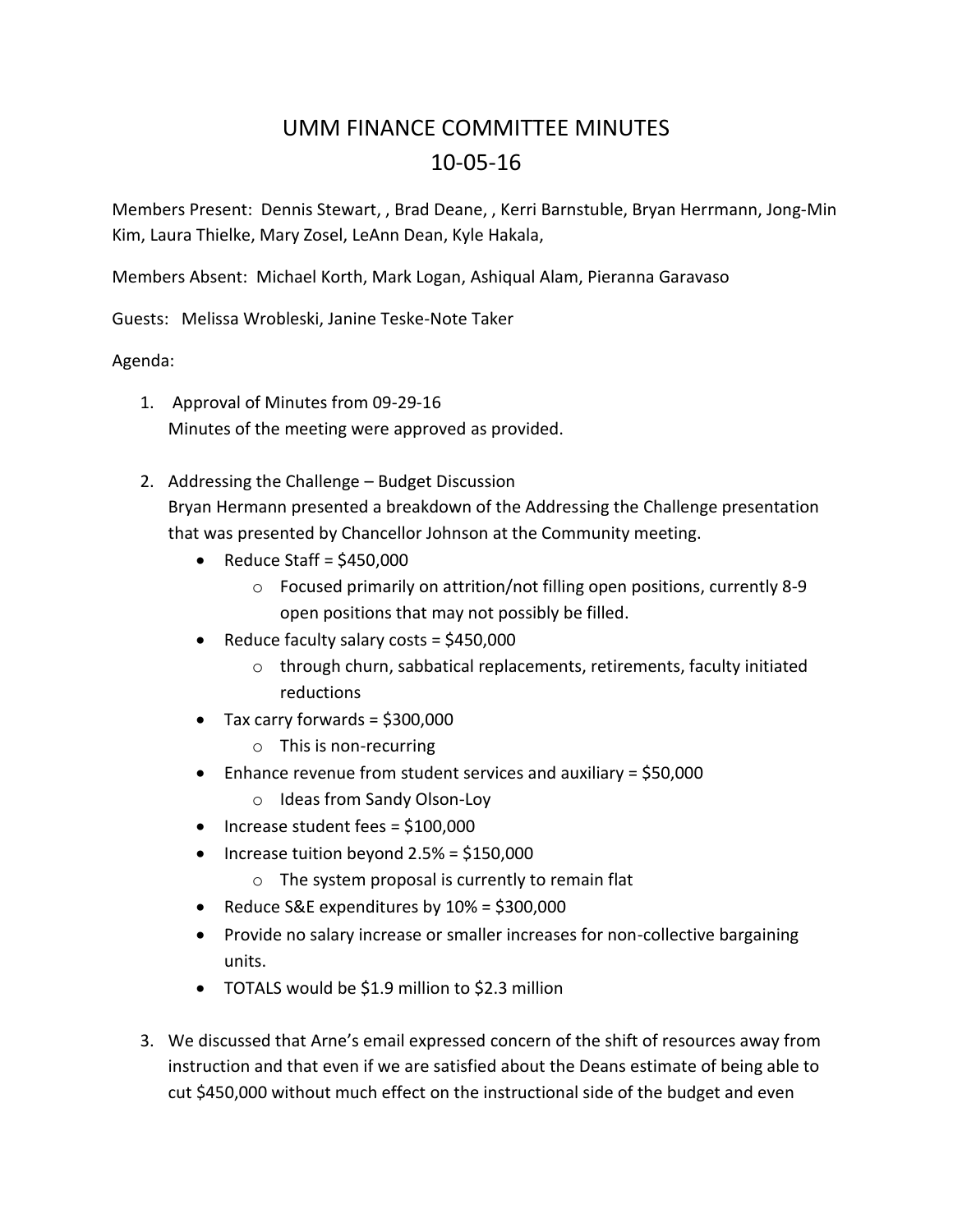# UMM FINANCE COMMITTEE MINUTES

# 10-05-16

Members Present: Dennis Stewart, , Brad Deane, , Kerri Barnstuble, Bryan Herrmann, Jong-Min Kim, Laura Thielke, Mary Zosel, LeAnn Dean, Kyle Hakala,

Members Absent: Michael Korth, Mark Logan, Ashiqual Alam, Pieranna Garavaso

Guests: Melissa Wrobleski, Janine Teske-Note Taker

Agenda:

1. Approval of Minutes from 09-29-16
   Minutes of the meeting were approved as provided.

2. Addressing the Challenge – Budget Discussion
   Bryan Hermann presented a breakdown of the Addressing the Challenge presentation that was presented by Chancellor Johnson at the Community meeting.
   - Reduce Staff = $450,000
     - Focused primarily on attrition/not filling open positions, currently 8-9 open positions that may not possibly be filled.
   - Reduce faculty salary costs = $450,000
     - through churn, sabbatical replacements, retirements, faculty initiated reductions
   - Tax carry forwards = $300,000
     - This is non-recurring
   - Enhance revenue from student services and auxiliary = $50,000
     - Ideas from Sandy Olson-Loy
   - Increase student fees = $100,000
   - Increase tuition beyond 2.5% = $150,000
     - The system proposal is currently to remain flat
   - Reduce S&E expenditures by 10% = $300,000
   - Provide no salary increase or smaller increases for non-collective bargaining units.
   - TOTALS would be $1.9 million to $2.3 million

3. We discussed that Arne's email expressed concern of the shift of resources away from instruction and that even if we are satisfied about the Deans estimate of being able to cut $450,000 without much effect on the instructional side of the budget and even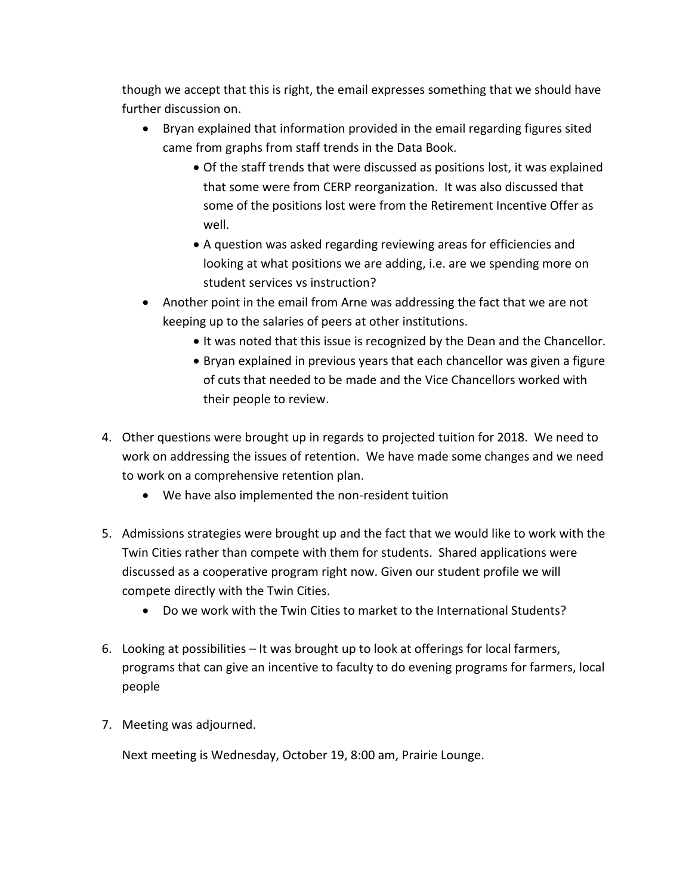though we accept that this is right, the email expresses something that we should have further discussion on.

- Bryan explained that information provided in the email regarding figures sited came from graphs from staff trends in the Data Book.
    - Of the staff trends that were discussed as positions lost, it was explained that some were from CERP reorganization. It was also discussed that some of the positions lost were from the Retirement Incentive Offer as well.
    - A question was asked regarding reviewing areas for efficiencies and looking at what positions we are adding, i.e. are we spending more on student services vs instruction?
- Another point in the email from Arne was addressing the fact that we are not keeping up to the salaries of peers at other institutions.
    - It was noted that this issue is recognized by the Dean and the Chancellor.
    - Bryan explained in previous years that each chancellor was given a figure of cuts that needed to be made and the Vice Chancellors worked with their people to review.

4. Other questions were brought up in regards to projected tuition for 2018. We need to work on addressing the issues of retention. We have made some changes and we need to work on a comprehensive retention plan.
    - We have also implemented the non-resident tuition

5. Admissions strategies were brought up and the fact that we would like to work with the Twin Cities rather than compete with them for students. Shared applications were discussed as a cooperative program right now. Given our student profile we will compete directly with the Twin Cities.
    - Do we work with the Twin Cities to market to the International Students?

6. Looking at possibilities – It was brought up to look at offerings for local farmers, programs that can give an incentive to faculty to do evening programs for farmers, local people

7. Meeting was adjourned.

   Next meeting is Wednesday, October 19, 8:00 am, Prairie Lounge.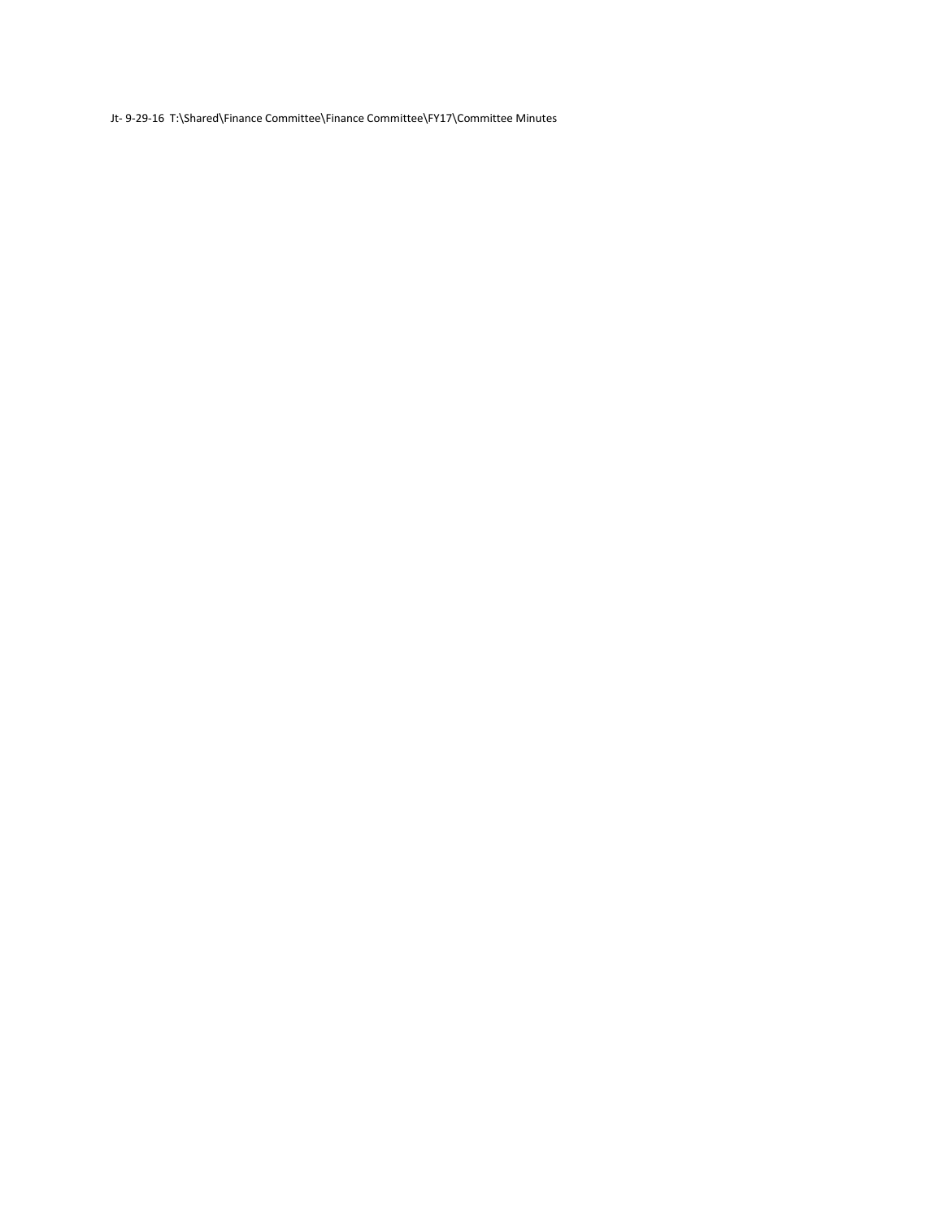Jt- 9-29-16 T:\Shared\Finance Committee\Finance Committee\FY17\Committee Minutes